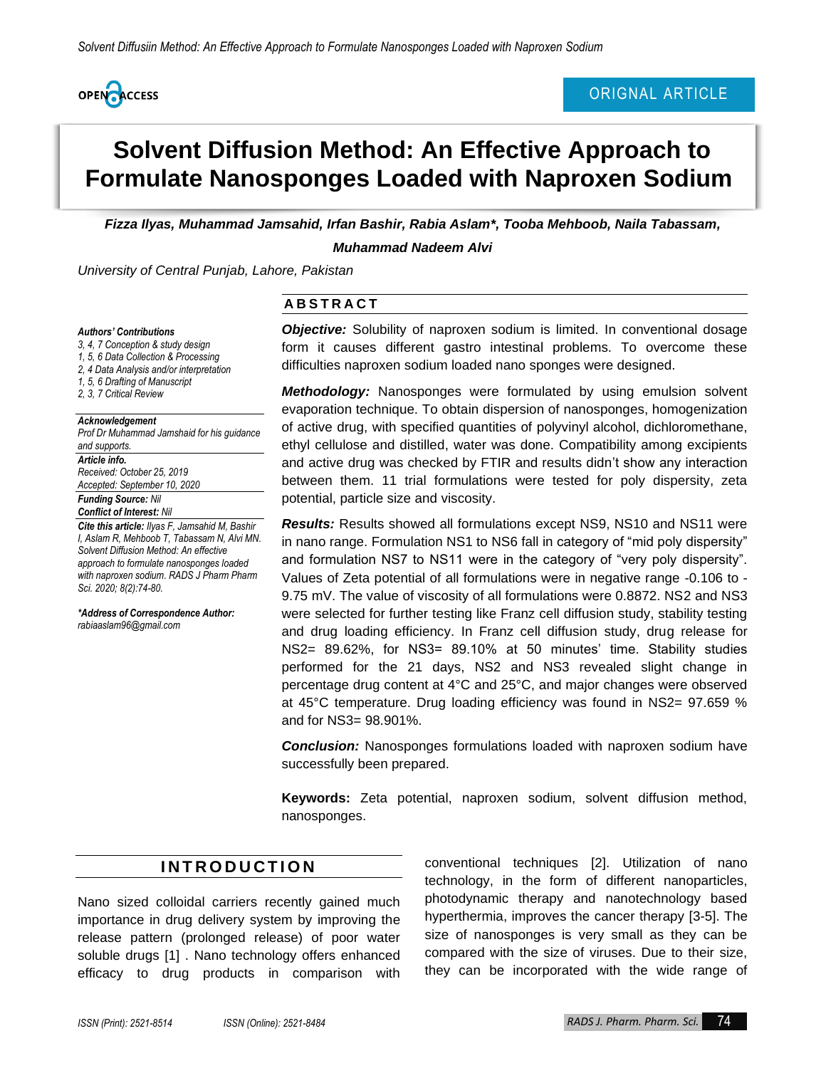OPEN ACCESS

ORIGNAL ARTICLE

# Solvent Diffusion Method: An Effective Approach to Formulate Nanosponges Loaded with Naproxen Sodium

***Fizza Ilyas, Muhammad Jamsahid, Irfan Bashir, Rabia Aslam\*, Tooba Mehboob, Naila Tabassam, Muhammad Nadeem Alvi***

*University of Central Punjab, Lahore, Pakistan*

***Authors' Contributions***
*3, 4, 7 Conception & study design*
*1, 5, 6 Data Collection & Processing*
*2, 4 Data Analysis and/or interpretation*
*1, 5, 6 Drafting of Manuscript*
*2, 3, 7 Critical Review*

***Acknowledgement***
*Prof Dr Muhammad Jamshaid for his guidance and supports.*

***Article info.***
*Received: October 25, 2019*
*Accepted: September 10, 2020*

***Funding Source:*** *Nil*
***Conflict of Interest:*** *Nil*

***Cite this article:*** *Ilyas F, Jamsahid M, Bashir I, Aslam R, Mehboob T, Tabassam N, Alvi MN. Solvent Diffusion Method: An effective approach to formulate nanosponges loaded with naproxen sodium. RADS J Pharm Pharm Sci. 2020; 8(2):74-80.*

***\*Address of Correspondence Author:***
*rabiaaslam96@gmail.com*

## ABSTRACT

***Objective:*** Solubility of naproxen sodium is limited. In conventional dosage form it causes different gastro intestinal problems. To overcome these difficulties naproxen sodium loaded nano sponges were designed.

***Methodology:*** Nanosponges were formulated by using emulsion solvent evaporation technique. To obtain dispersion of nanosponges, homogenization of active drug, with specified quantities of polyvinyl alcohol, dichloromethane, ethyl cellulose and distilled, water was done. Compatibility among excipients and active drug was checked by FTIR and results didn't show any interaction between them. 11 trial formulations were tested for poly dispersity, zeta potential, particle size and viscosity.

***Results:*** Results showed all formulations except NS9, NS10 and NS11 were in nano range. Formulation NS1 to NS6 fall in category of "mid poly dispersity" and formulation NS7 to NS11 were in the category of "very poly dispersity". Values of Zeta potential of all formulations were in negative range -0.106 to -9.75 mV. The value of viscosity of all formulations were 0.8872. NS2 and NS3 were selected for further testing like Franz cell diffusion study, stability testing and drug loading efficiency. In Franz cell diffusion study, drug release for NS2= 89.62%, for NS3= 89.10% at 50 minutes' time. Stability studies performed for the 21 days, NS2 and NS3 revealed slight change in percentage drug content at 4°C and 25°C, and major changes were observed at 45°C temperature. Drug loading efficiency was found in NS2= 97.659 % and for NS3= 98.901%.

***Conclusion:*** Nanosponges formulations loaded with naproxen sodium have successfully been prepared.

**Keywords:** Zeta potential, naproxen sodium, solvent diffusion method, nanosponges.

## INTRODUCTION

Nano sized colloidal carriers recently gained much importance in drug delivery system by improving the release pattern (prolonged release) of poor water soluble drugs [1] . Nano technology offers enhanced efficacy to drug products in comparison with conventional techniques [2]. Utilization of nano technology, in the form of different nanoparticles, photodynamic therapy and nanotechnology based hyperthermia, improves the cancer therapy [3-5]. The size of nanosponges is very small as they can be compared with the size of viruses. Due to their size, they can be incorporated with the wide range of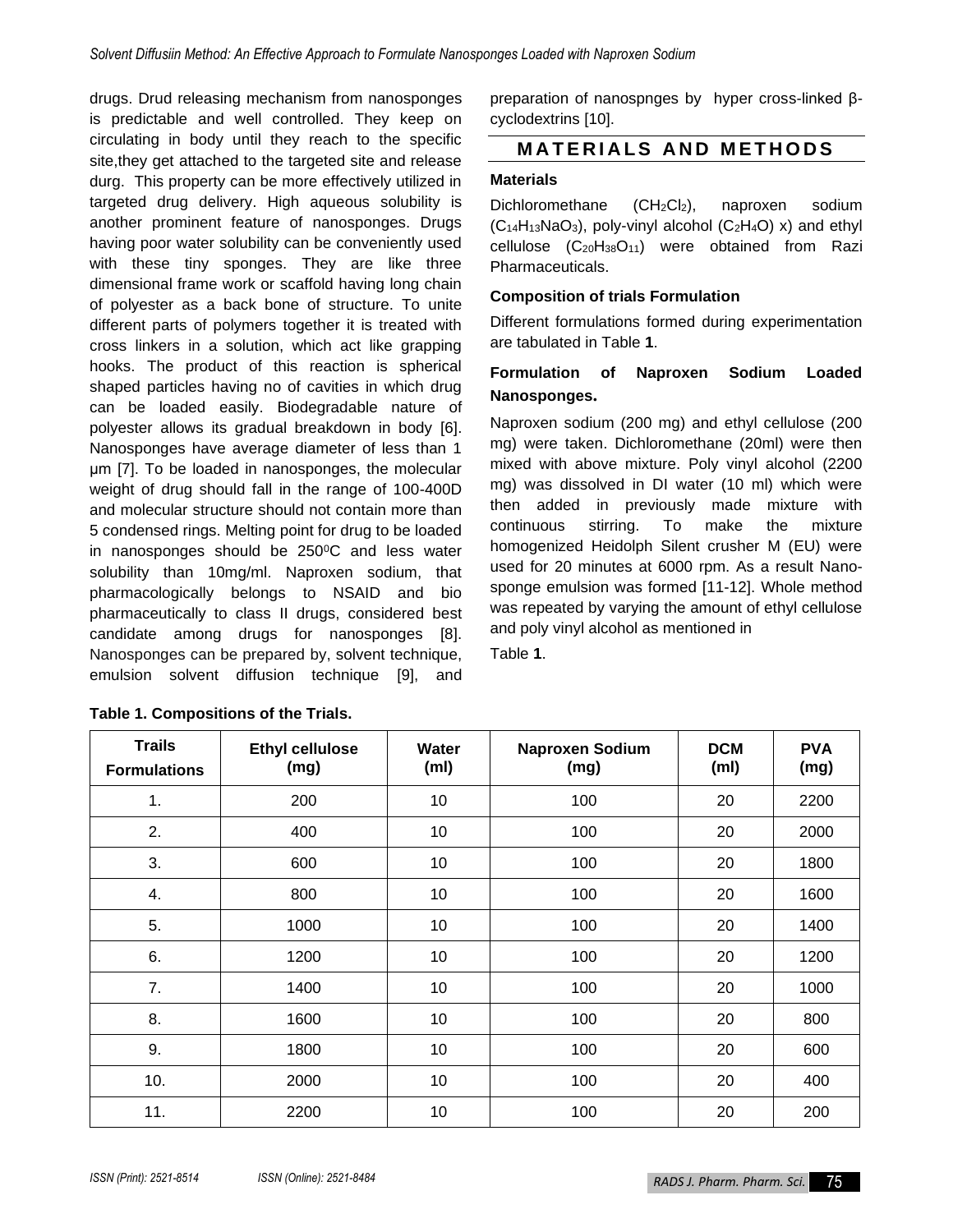drugs. Drud releasing mechanism from nanosponges is predictable and well controlled. They keep on circulating in body until they reach to the specific site,they get attached to the targeted site and release durg. This property can be more effectively utilized in targeted drug delivery. High aqueous solubility is another prominent feature of nanosponges. Drugs having poor water solubility can be conveniently used with these tiny sponges. They are like three dimensional frame work or scaffold having long chain of polyester as a back bone of structure. To unite different parts of polymers together it is treated with cross linkers in a solution, which act like grapping hooks. The product of this reaction is spherical shaped particles having no of cavities in which drug can be loaded easily. Biodegradable nature of polyester allows its gradual breakdown in body [6]. Nanosponges have average diameter of less than 1 µm [7]. To be loaded in nanosponges, the molecular weight of drug should fall in the range of 100-400D and molecular structure should not contain more than 5 condensed rings. Melting point for drug to be loaded in nanosponges should be 250$^0$C and less water solubility than 10mg/ml. Naproxen sodium, that pharmacologically belongs to NSAID and bio pharmaceutically to class II drugs, considered best candidate among drugs for nanosponges [8]. Nanosponges can be prepared by, solvent technique, emulsion solvent diffusion technique [9], and preparation of nanospnges by hyper cross-linked β-cyclodextrins [10].

## MATERIALS AND METHODS

### Materials

Dichloromethane ($CH_2Cl_2$), naproxen sodium ($C_{14}H_{13}NaO_3$), poly-vinyl alcohol ($C_2H_4O$) x) and ethyl cellulose ($C_{20}H_{38}O_{11}$) were obtained from Razi Pharmaceuticals.

### Composition of trials Formulation

Different formulations formed during experimentation are tabulated in Table **1**.

### Formulation of Naproxen Sodium Loaded Nanosponges.

Naproxen sodium (200 mg) and ethyl cellulose (200 mg) were taken. Dichloromethane (20ml) were then mixed with above mixture. Poly vinyl alcohol (2200 mg) was dissolved in DI water (10 ml) which were then added in previously made mixture with continuous stirring. To make the mixture homogenized Heidolph Silent crusher M (EU) were used for 20 minutes at 6000 rpm. As a result Nano-sponge emulsion was formed [11-12]. Whole method was repeated by varying the amount of ethyl cellulose and poly vinyl alcohol as mentioned in

Table **1**.

**Table 1. Compositions of the Trials.**

| Trails Formulations | Ethyl cellulose (mg) | Water (ml) | Naproxen Sodium (mg) | DCM (ml) | PVA (mg) |
|---|---|---|---|---|---|
| 1. | 200 | 10 | 100 | 20 | 2200 |
| 2. | 400 | 10 | 100 | 20 | 2000 |
| 3. | 600 | 10 | 100 | 20 | 1800 |
| 4. | 800 | 10 | 100 | 20 | 1600 |
| 5. | 1000 | 10 | 100 | 20 | 1400 |
| 6. | 1200 | 10 | 100 | 20 | 1200 |
| 7. | 1400 | 10 | 100 | 20 | 1000 |
| 8. | 1600 | 10 | 100 | 20 | 800 |
| 9. | 1800 | 10 | 100 | 20 | 600 |
| 10. | 2000 | 10 | 100 | 20 | 400 |
| 11. | 2200 | 10 | 100 | 20 | 200 |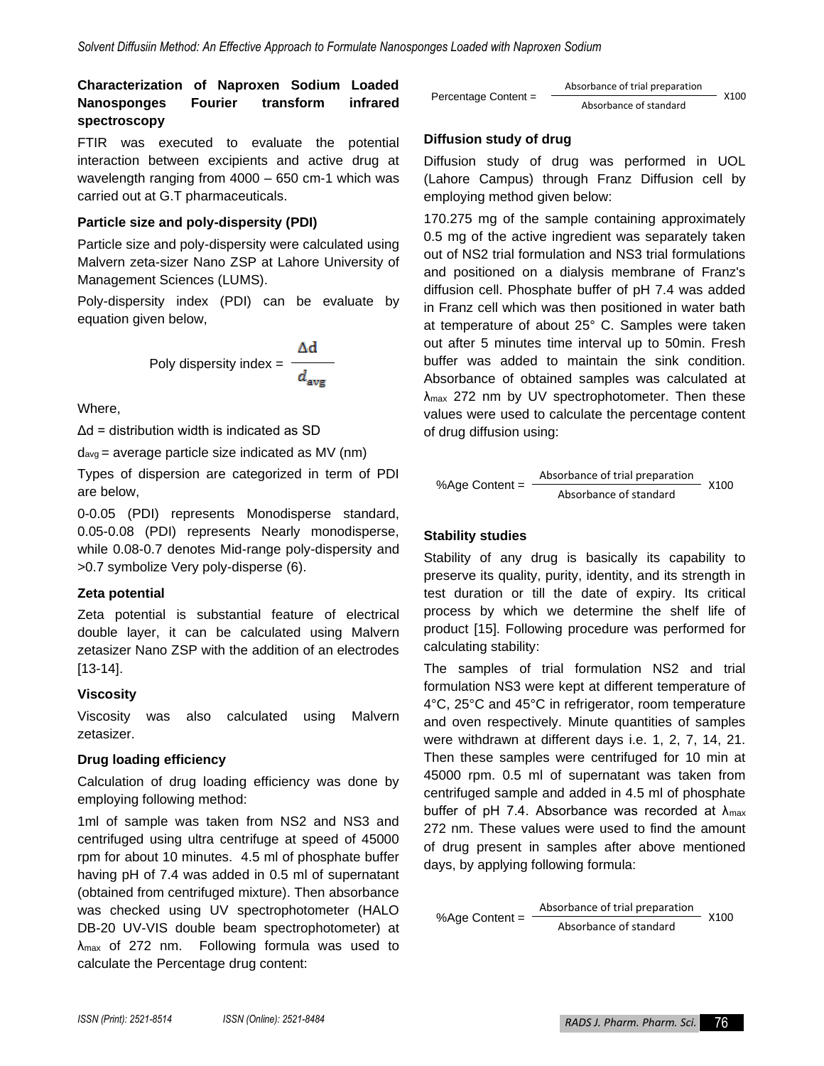### Characterization of Naproxen Sodium Loaded Nanosponges Fourier transform infrared spectroscopy

FTIR was executed to evaluate the potential interaction between excipients and active drug at wavelength ranging from 4000 – 650 cm-1 which was carried out at G.T pharmaceuticals.

### Particle size and poly-dispersity (PDI)

Particle size and poly-dispersity were calculated using Malvern zeta-sizer Nano ZSP at Lahore University of Management Sciences (LUMS).

Poly-dispersity index (PDI) can be evaluate by equation given below,

$$\text{Poly dispersity index} = \frac{\Delta d}{d_{avg}}$$

Where,

Δd = distribution width is indicated as SD

$d_{avg}$ = average particle size indicated as MV (nm)

Types of dispersion are categorized in term of PDI are below,

0-0.05 (PDI) represents Monodisperse standard, 0.05-0.08 (PDI) represents Nearly monodisperse, while 0.08-0.7 denotes Mid-range poly-dispersity and >0.7 symbolize Very poly-disperse (6).

### Zeta potential

Zeta potential is substantial feature of electrical double layer, it can be calculated using Malvern zetasizer Nano ZSP with the addition of an electrodes [13-14].

### Viscosity

Viscosity was also calculated using Malvern zetasizer.

### Drug loading efficiency

Calculation of drug loading efficiency was done by employing following method:

1ml of sample was taken from NS2 and NS3 and centrifuged using ultra centrifuge at speed of 45000 rpm for about 10 minutes. 4.5 ml of phosphate buffer having pH of 7.4 was added in 0.5 ml of supernatant (obtained from centrifuged mixture). Then absorbance was checked using UV spectrophotometer (HALO DB-20 UV-VIS double beam spectrophotometer) at $\lambda_{max}$ of 272 nm. Following formula was used to calculate the Percentage drug content:

$$\text{Percentage Content} = \frac{\text{Absorbance of trial preparation}}{\text{Absorbance of standard}} \times 100$$

### Diffusion study of drug

Diffusion study of drug was performed in UOL (Lahore Campus) through Franz Diffusion cell by employing method given below:

170.275 mg of the sample containing approximately 0.5 mg of the active ingredient was separately taken out of NS2 trial formulation and NS3 trial formulations and positioned on a dialysis membrane of Franz's diffusion cell. Phosphate buffer of pH 7.4 was added in Franz cell which was then positioned in water bath at temperature of about 25° C. Samples were taken out after 5 minutes time interval up to 50min. Fresh buffer was added to maintain the sink condition. Absorbance of obtained samples was calculated at $\lambda_{max}$ 272 nm by UV spectrophotometer. Then these values were used to calculate the percentage content of drug diffusion using:

$$\text{\%Age Content} = \frac{\text{Absorbance of trial preparation}}{\text{Absorbance of standard}} \times 100$$

### Stability studies

Stability of any drug is basically its capability to preserve its quality, purity, identity, and its strength in test duration or till the date of expiry. Its critical process by which we determine the shelf life of product [15]. Following procedure was performed for calculating stability:

The samples of trial formulation NS2 and trial formulation NS3 were kept at different temperature of 4°C, 25°C and 45°C in refrigerator, room temperature and oven respectively. Minute quantities of samples were withdrawn at different days i.e. 1, 2, 7, 14, 21. Then these samples were centrifuged for 10 min at 45000 rpm. 0.5 ml of supernatant was taken from centrifuged sample and added in 4.5 ml of phosphate buffer of pH 7.4. Absorbance was recorded at $\lambda_{max}$ 272 nm. These values were used to find the amount of drug present in samples after above mentioned days, by applying following formula:

$$\text{\%Age Content} = \frac{\text{Absorbance of trial preparation}}{\text{Absorbance of standard}} \times 100$$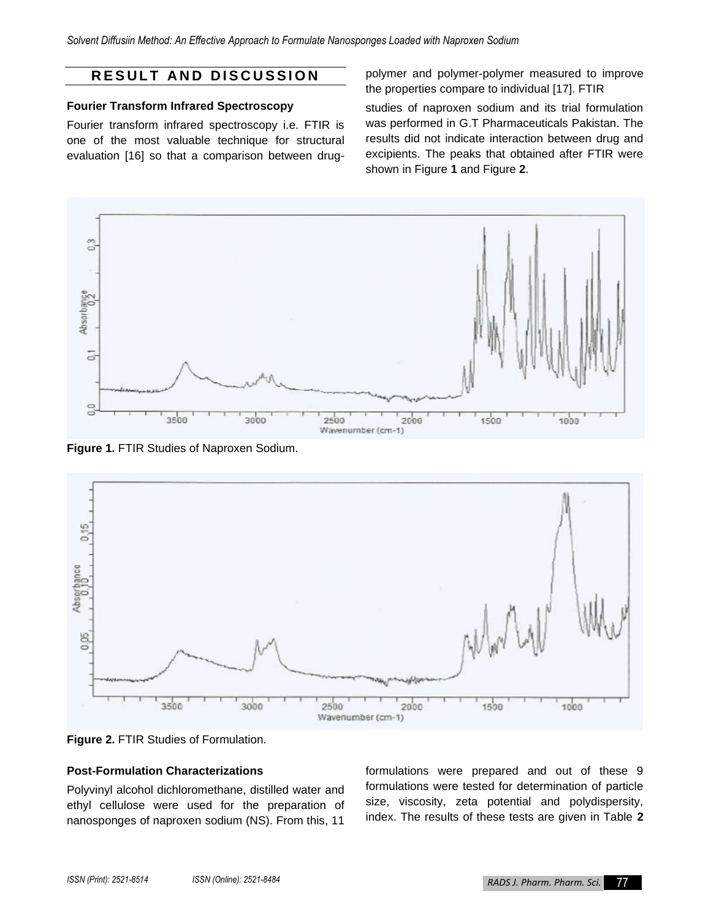## RESULT AND DISCUSSION

### Fourier Transform Infrared Spectroscopy

Fourier transform infrared spectroscopy i.e. FTIR is one of the most valuable technique for structural evaluation [16] so that a comparison between drug-polymer and polymer-polymer measured to improve the properties compare to individual [17]. FTIR studies of naproxen sodium and its trial formulation was performed in G.T Pharmaceuticals Pakistan. The results did not indicate interaction between drug and excipients. The peaks that obtained after FTIR were shown in Figure **1** and Figure **2**.

**Figure 1.** FTIR Studies of Naproxen Sodium.

**Figure 2.** FTIR Studies of Formulation.

### Post-Formulation Characterizations

Polyvinyl alcohol dichloromethane, distilled water and ethyl cellulose were used for the preparation of nanosponges of naproxen sodium (NS). From this, 11 formulations were prepared and out of these 9 formulations were tested for determination of particle size, viscosity, zeta potential and polydispersity, index. The results of these tests are given in Table **2**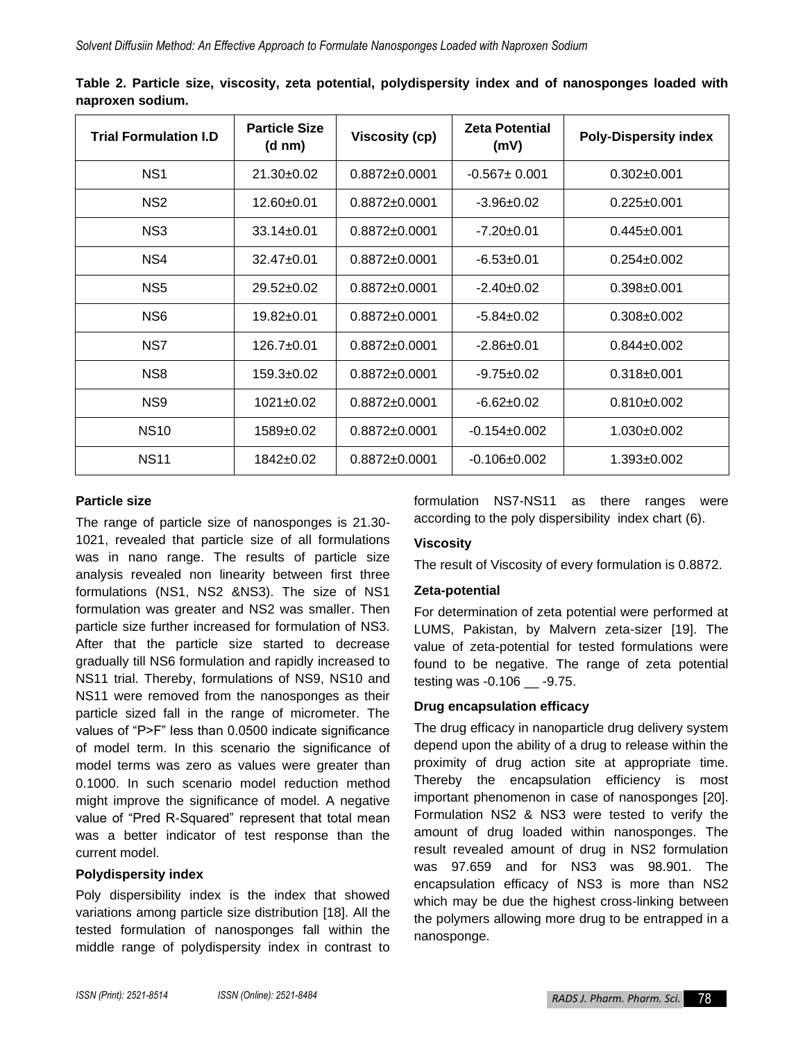**Table 2. Particle size, viscosity, zeta potential, polydispersity index and of nanosponges loaded with naproxen sodium.**

| Trial Formulation I.D | Particle Size (d nm) | Viscosity (cp) | Zeta Potential (mV) | Poly-Dispersity index |
|---|---|---|---|---|
| NS1 | 21.30±0.02 | 0.8872±0.0001 | -0.567± 0.001 | 0.302±0.001 |
| NS2 | 12.60±0.01 | 0.8872±0.0001 | -3.96±0.02 | 0.225±0.001 |
| NS3 | 33.14±0.01 | 0.8872±0.0001 | -7.20±0.01 | 0.445±0.001 |
| NS4 | 32.47±0.01 | 0.8872±0.0001 | -6.53±0.01 | 0.254±0.002 |
| NS5 | 29.52±0.02 | 0.8872±0.0001 | -2.40±0.02 | 0.398±0.001 |
| NS6 | 19.82±0.01 | 0.8872±0.0001 | -5.84±0.02 | 0.308±0.002 |
| NS7 | 126.7±0.01 | 0.8872±0.0001 | -2.86±0.01 | 0.844±0.002 |
| NS8 | 159.3±0.02 | 0.8872±0.0001 | -9.75±0.02 | 0.318±0.001 |
| NS9 | 1021±0.02 | 0.8872±0.0001 | -6.62±0.02 | 0.810±0.002 |
| NS10 | 1589±0.02 | 0.8872±0.0001 | -0.154±0.002 | 1.030±0.002 |
| NS11 | 1842±0.02 | 0.8872±0.0001 | -0.106±0.002 | 1.393±0.002 |

**Particle size**

The range of particle size of nanosponges is 21.30-1021, revealed that particle size of all formulations was in nano range. The results of particle size analysis revealed non linearity between first three formulations (NS1, NS2 &NS3). The size of NS1 formulation was greater and NS2 was smaller. Then particle size further increased for formulation of NS3. After that the particle size started to decrease gradually till NS6 formulation and rapidly increased to NS11 trial. Thereby, formulations of NS9, NS10 and NS11 were removed from the nanosponges as their particle sized fall in the range of micrometer. The values of "P>F" less than 0.0500 indicate significance of model term. In this scenario the significance of model terms was zero as values were greater than 0.1000. In such scenario model reduction method might improve the significance of model. A negative value of "Pred R-Squared" represent that total mean was a better indicator of test response than the current model.

**Polydispersity index**

Poly dispersibility index is the index that showed variations among particle size distribution [18]. All the tested formulation of nanosponges fall within the middle range of polydispersity index in contrast to formulation NS7-NS11 as there ranges were according to the poly dispersibility index chart (6).

**Viscosity**

The result of Viscosity of every formulation is 0.8872.

**Zeta-potential**

For determination of zeta potential were performed at LUMS, Pakistan, by Malvern zeta-sizer [19]. The value of zeta-potential for tested formulations were found to be negative. The range of zeta potential testing was -0.106 __ -9.75.

**Drug encapsulation efficacy**

The drug efficacy in nanoparticle drug delivery system depend upon the ability of a drug to release within the proximity of drug action site at appropriate time. Thereby the encapsulation efficiency is most important phenomenon in case of nanosponges [20]. Formulation NS2 & NS3 were tested to verify the amount of drug loaded within nanosponges. The result revealed amount of drug in NS2 formulation was 97.659 and for NS3 was 98.901. The encapsulation efficacy of NS3 is more than NS2 which may be due the highest cross-linking between the polymers allowing more drug to be entrapped in a nanosponge.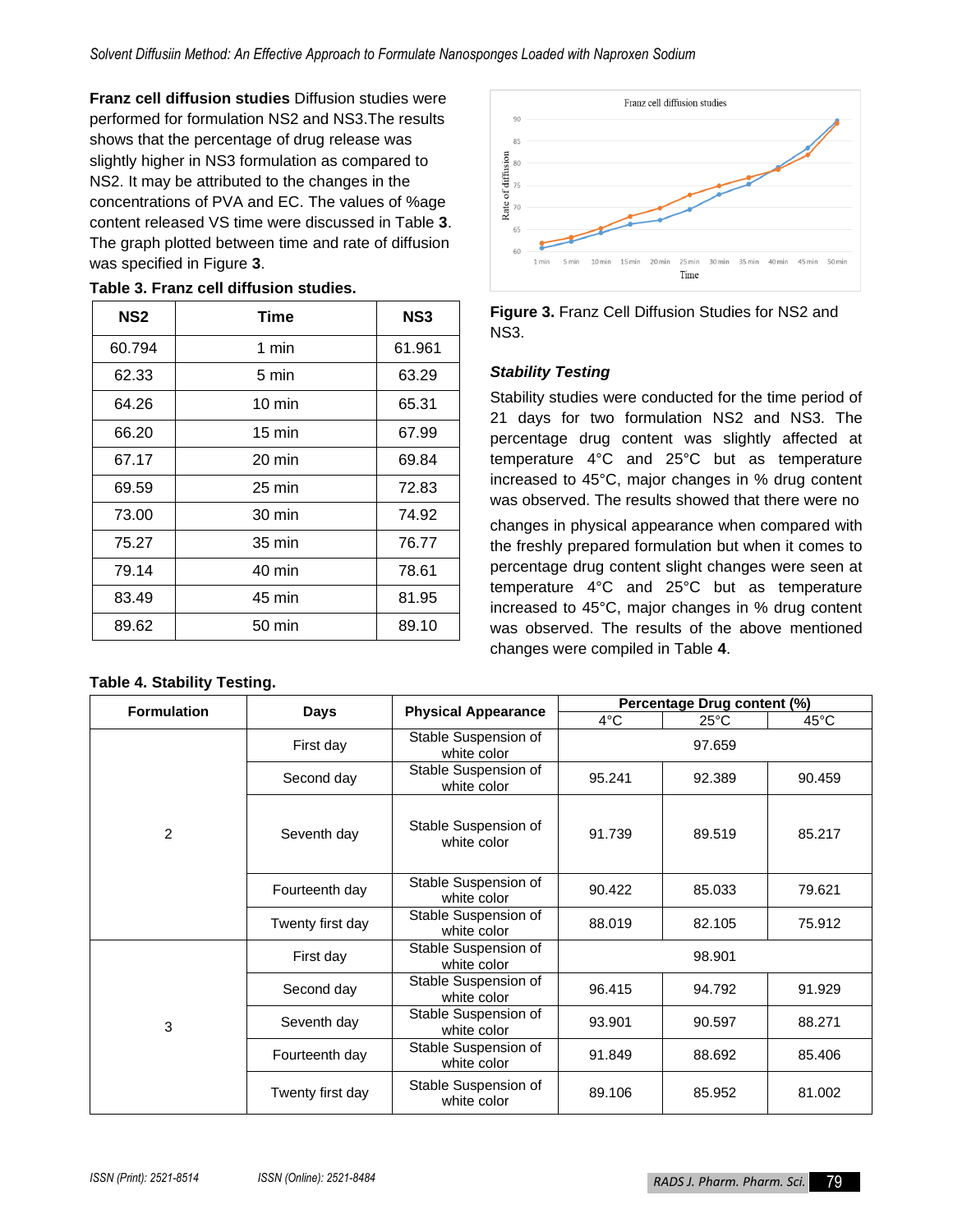**Franz cell diffusion studies** Diffusion studies were performed for formulation NS2 and NS3.The results shows that the percentage of drug release was slightly higher in NS3 formulation as compared to NS2. It may be attributed to the changes in the concentrations of PVA and EC. The values of %age content released VS time were discussed in Table **3**. The graph plotted between time and rate of diffusion was specified in Figure **3**.

**Table 3. Franz cell diffusion studies.**

| NS2 | Time | NS3 |
|---|---|---|
| 60.794 | 1 min | 61.961 |
| 62.33 | 5 min | 63.29 |
| 64.26 | 10 min | 65.31 |
| 66.20 | 15 min | 67.99 |
| 67.17 | 20 min | 69.84 |
| 69.59 | 25 min | 72.83 |
| 73.00 | 30 min | 74.92 |
| 75.27 | 35 min | 76.77 |
| 79.14 | 40 min | 78.61 |
| 83.49 | 45 min | 81.95 |
| 89.62 | 50 min | 89.10 |

**Figure 3.** Franz Cell Diffusion Studies for NS2 and NS3.

### *Stability Testing*

Stability studies were conducted for the time period of 21 days for two formulation NS2 and NS3. The percentage drug content was slightly affected at temperature 4°C and 25°C but as temperature increased to 45°C, major changes in % drug content was observed. The results showed that there were no changes in physical appearance when compared with the freshly prepared formulation but when it comes to percentage drug content slight changes were seen at temperature 4°C and 25°C but as temperature increased to 45°C, major changes in % drug content was observed. The results of the above mentioned changes were compiled in Table **4**.

**Table 4. Stability Testing.**

| Formulation | Days | Physical Appearance | Percentage Drug content (%) | | |
|---|---|---|---|---|---|
| | | | 4°C | 25°C | 45°C |
| 2 | First day | Stable Suspension of white color | 97.659 | | |
| | Second day | Stable Suspension of white color | 95.241 | 92.389 | 90.459 |
| | Seventh day | Stable Suspension of white color | 91.739 | 89.519 | 85.217 |
| | Fourteenth day | Stable Suspension of white color | 90.422 | 85.033 | 79.621 |
| | Twenty first day | Stable Suspension of white color | 88.019 | 82.105 | 75.912 |
| 3 | First day | Stable Suspension of white color | 98.901 | | |
| | Second day | Stable Suspension of white color | 96.415 | 94.792 | 91.929 |
| | Seventh day | Stable Suspension of white color | 93.901 | 90.597 | 88.271 |
| | Fourteenth day | Stable Suspension of white color | 91.849 | 88.692 | 85.406 |
| | Twenty first day | Stable Suspension of white color | 89.106 | 85.952 | 81.002 |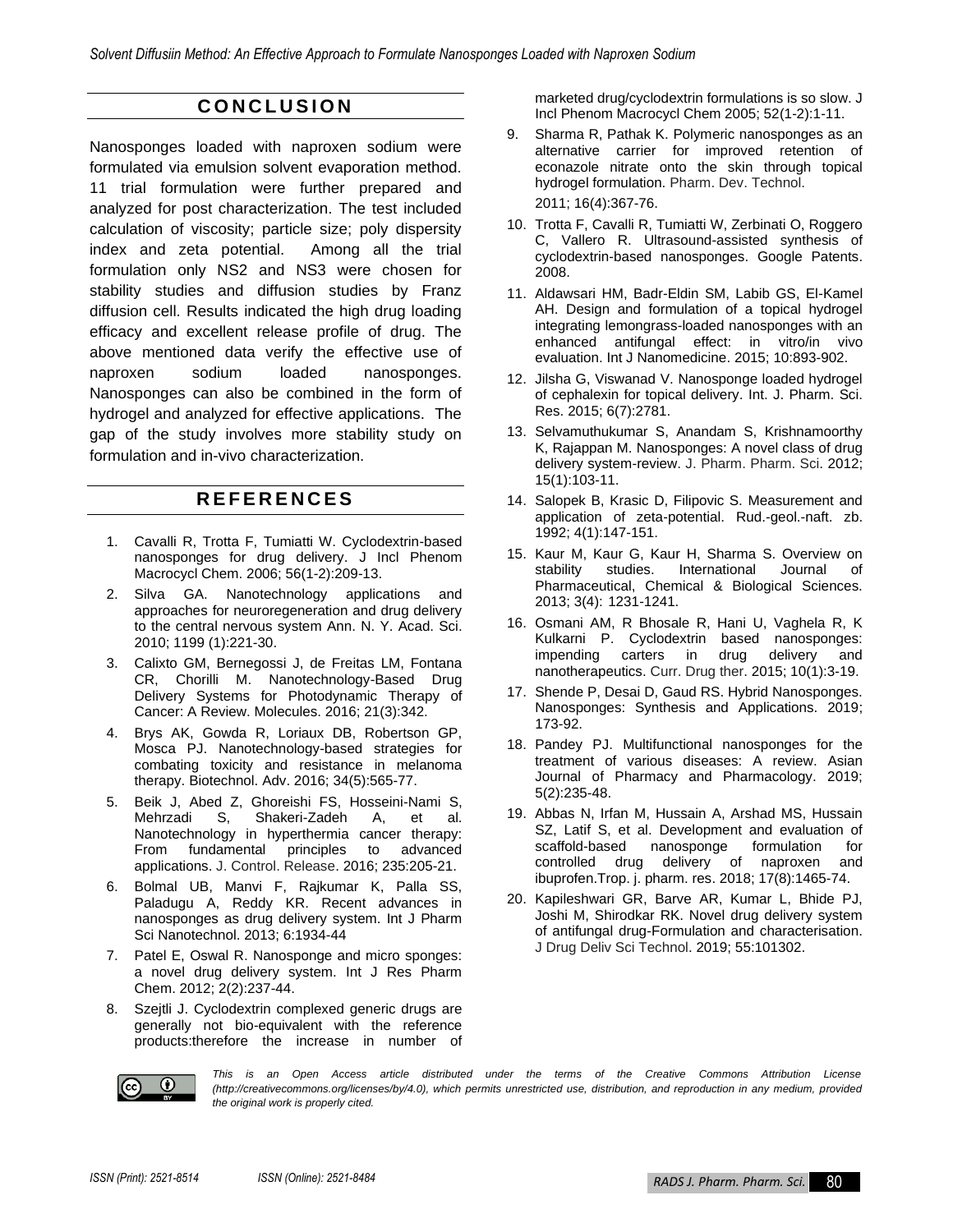## CONCLUSION

Nanosponges loaded with naproxen sodium were formulated via emulsion solvent evaporation method. 11 trial formulation were further prepared and analyzed for post characterization. The test included calculation of viscosity; particle size; poly dispersity index and zeta potential. Among all the trial formulation only NS2 and NS3 were chosen for stability studies and diffusion studies by Franz diffusion cell. Results indicated the high drug loading efficacy and excellent release profile of drug. The above mentioned data verify the effective use of naproxen sodium loaded nanosponges. Nanosponges can also be combined in the form of hydrogel and analyzed for effective applications. The gap of the study involves more stability study on formulation and in-vivo characterization.

## REFERENCES

1. Cavalli R, Trotta F, Tumiatti W. Cyclodextrin-based nanosponges for drug delivery. J Incl Phenom Macrocycl Chem. 2006; 56(1-2):209-13.
2. Silva GA. Nanotechnology applications and approaches for neuroregeneration and drug delivery to the central nervous system Ann. N. Y. Acad. Sci. 2010; 1199 (1):221-30.
3. Calixto GM, Bernegossi J, de Freitas LM, Fontana CR, Chorilli M. Nanotechnology-Based Drug Delivery Systems for Photodynamic Therapy of Cancer: A Review. Molecules. 2016; 21(3):342.
4. Brys AK, Gowda R, Loriaux DB, Robertson GP, Mosca PJ. Nanotechnology-based strategies for combating toxicity and resistance in melanoma therapy. Biotechnol. Adv. 2016; 34(5):565-77.
5. Beik J, Abed Z, Ghoreishi FS, Hosseini-Nami S, Mehrzadi S, Shakeri-Zadeh A, et al. Nanotechnology in hyperthermia cancer therapy: From fundamental principles to advanced applications. J. Control. Release. 2016; 235:205-21.
6. Bolmal UB, Manvi F, Rajkumar K, Palla SS, Paladugu A, Reddy KR. Recent advances in nanosponges as drug delivery system. Int J Pharm Sci Nanotechnol. 2013; 6:1934-44
7. Patel E, Oswal R. Nanosponge and micro sponges: a novel drug delivery system. Int J Res Pharm Chem. 2012; 2(2):237-44.
8. Szejtli J. Cyclodextrin complexed generic drugs are generally not bio-equivalent with the reference products:therefore the increase in number of marketed drug/cyclodextrin formulations is so slow. J Incl Phenom Macrocycl Chem 2005; 52(1-2):1-11.
9. Sharma R, Pathak K. Polymeric nanosponges as an alternative carrier for improved retention of econazole nitrate onto the skin through topical hydrogel formulation. Pharm. Dev. Technol. 2011; 16(4):367-76.
10. Trotta F, Cavalli R, Tumiatti W, Zerbinati O, Roggero C, Vallero R. Ultrasound-assisted synthesis of cyclodextrin-based nanosponges. Google Patents. 2008.
11. Aldawsari HM, Badr-Eldin SM, Labib GS, El-Kamel AH. Design and formulation of a topical hydrogel integrating lemongrass-loaded nanosponges with an enhanced antifungal effect: in vitro/in vivo evaluation. Int J Nanomedicine. 2015; 10:893-902.
12. Jilsha G, Viswanad V. Nanosponge loaded hydrogel of cephalexin for topical delivery. Int. J. Pharm. Sci. Res. 2015; 6(7):2781.
13. Selvamuthukumar S, Anandam S, Krishnamoorthy K, Rajappan M. Nanosponges: A novel class of drug delivery system-review. J. Pharm. Pharm. Sci. 2012; 15(1):103-11.
14. Salopek B, Krasic D, Filipovic S. Measurement and application of zeta-potential. Rud.-geol.-naft. zb. 1992; 4(1):147-151.
15. Kaur M, Kaur G, Kaur H, Sharma S. Overview on stability studies. International Journal of Pharmaceutical, Chemical & Biological Sciences. 2013; 3(4): 1231-1241.
16. Osmani AM, R Bhosale R, Hani U, Vaghela R, K Kulkarni P. Cyclodextrin based nanosponges: impending carters in drug delivery and nanotherapeutics. Curr. Drug ther. 2015; 10(1):3-19.
17. Shende P, Desai D, Gaud RS. Hybrid Nanosponges. Nanosponges: Synthesis and Applications. 2019; 173-92.
18. Pandey PJ. Multifunctional nanosponges for the treatment of various diseases: A review. Asian Journal of Pharmacy and Pharmacology. 2019; 5(2):235-48.
19. Abbas N, Irfan M, Hussain A, Arshad MS, Hussain SZ, Latif S, et al. Development and evaluation of scaffold-based nanosponge formulation for controlled drug delivery of naproxen and ibuprofen.Trop. j. pharm. res. 2018; 17(8):1465-74.
20. Kapileshwari GR, Barve AR, Kumar L, Bhide PJ, Joshi M, Shirodkar RK. Novel drug delivery system of antifungal drug-Formulation and characterisation. J Drug Deliv Sci Technol. 2019; 55:101302.

*This is an Open Access article distributed under the terms of the Creative Commons Attribution License (http://creativecommons.org/licenses/by/4.0), which permits unrestricted use, distribution, and reproduction in any medium, provided the original work is properly cited.*